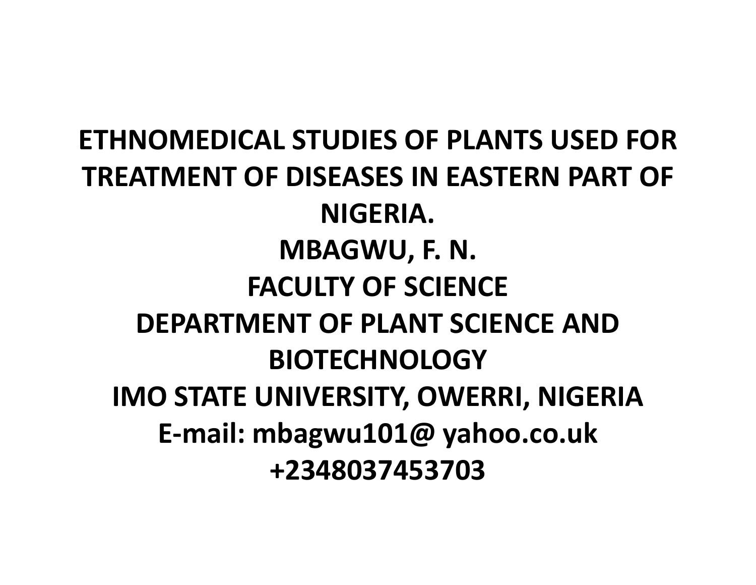# ETHNOMEDICAL STUDIES OF PLANTS USED FOR TREATMENT OF DISEASES IN EASTERN PART OF NIGERIA.

**MBAGWU, F. N.**

**FACULTY OF SCIENCE**

**DEPARTMENT OF PLANT SCIENCE AND BIOTECHNOLOGY**

**IMO STATE UNIVERSITY, OWERRI, NIGERIA**

**E-mail: mbagwu101@ yahoo.co.uk**

**+2348037453703**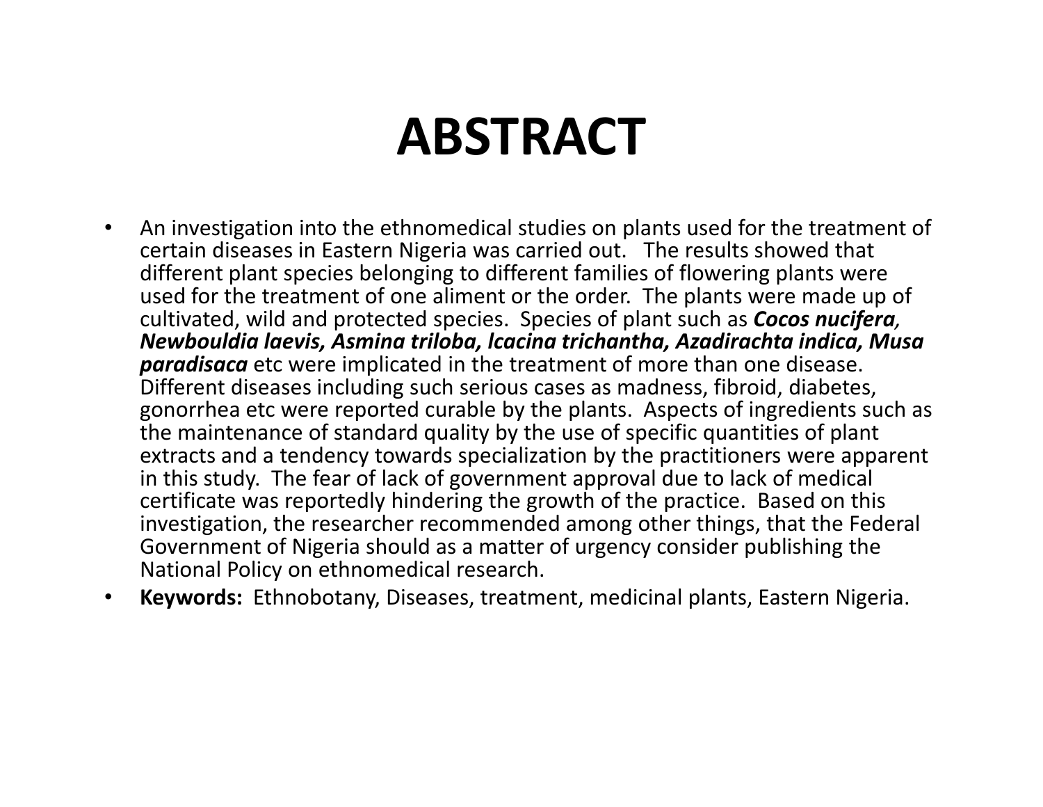# ABSTRACT

- An investigation into the ethnomedical studies on plants used for the treatment of certain diseases in Eastern Nigeria was carried out. The results showed that different plant species belonging to different families of flowering plants were used for the treatment of one aliment or the order. The plants were made up of cultivated, wild and protected species. Species of plant such as ***Cocos nucifera, Newbouldia laevis, Asmina triloba, lcacina trichantha, Azadirachta indica, Musa paradisaca*** etc were implicated in the treatment of more than one disease. Different diseases including such serious cases as madness, fibroid, diabetes, gonorrhea etc were reported curable by the plants. Aspects of ingredients such as the maintenance of standard quality by the use of specific quantities of plant extracts and a tendency towards specialization by the practitioners were apparent in this study. The fear of lack of government approval due to lack of medical certificate was reportedly hindering the growth of the practice. Based on this investigation, the researcher recommended among other things, that the Federal Government of Nigeria should as a matter of urgency consider publishing the National Policy on ethnomedical research.
- **Keywords:** Ethnobotany, Diseases, treatment, medicinal plants, Eastern Nigeria.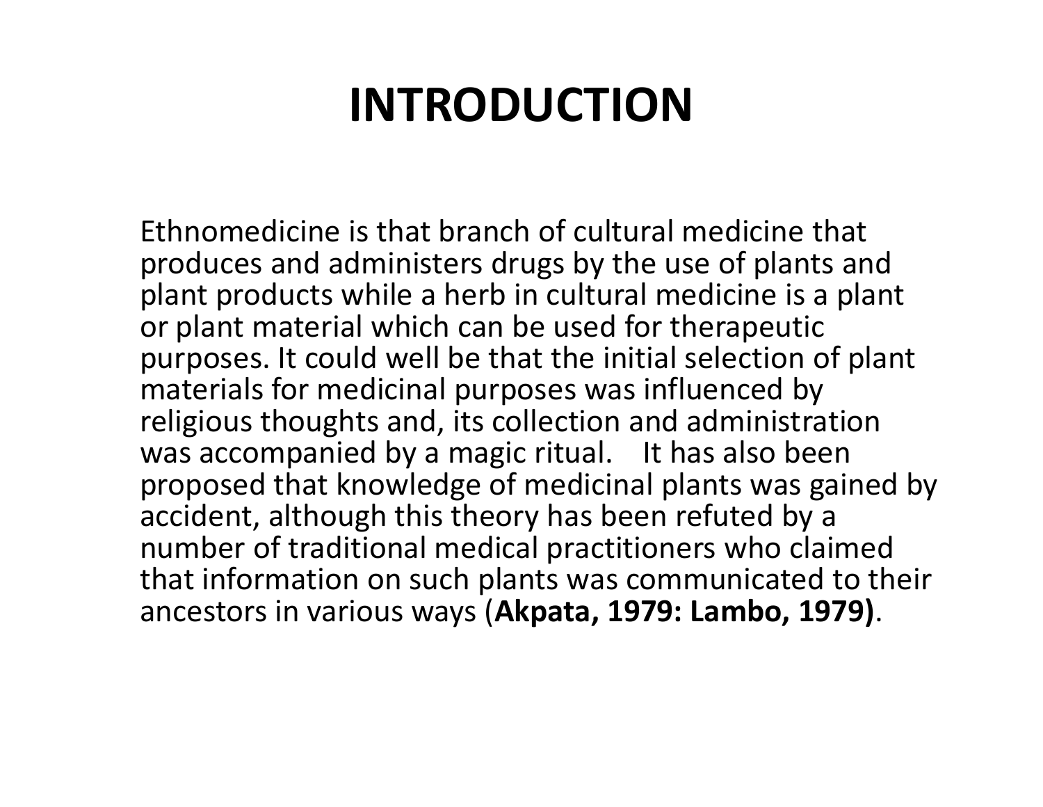# INTRODUCTION

Ethnomedicine is that branch of cultural medicine that produces and administers drugs by the use of plants and plant products while a herb in cultural medicine is a plant or plant material which can be used for therapeutic purposes. It could well be that the initial selection of plant materials for medicinal purposes was influenced by religious thoughts and, its collection and administration was accompanied by a magic ritual. It has also been proposed that knowledge of medicinal plants was gained by accident, although this theory has been refuted by a number of traditional medical practitioners who claimed that information on such plants was communicated to their ancestors in various ways (**Akpata, 1979: Lambo, 1979)**.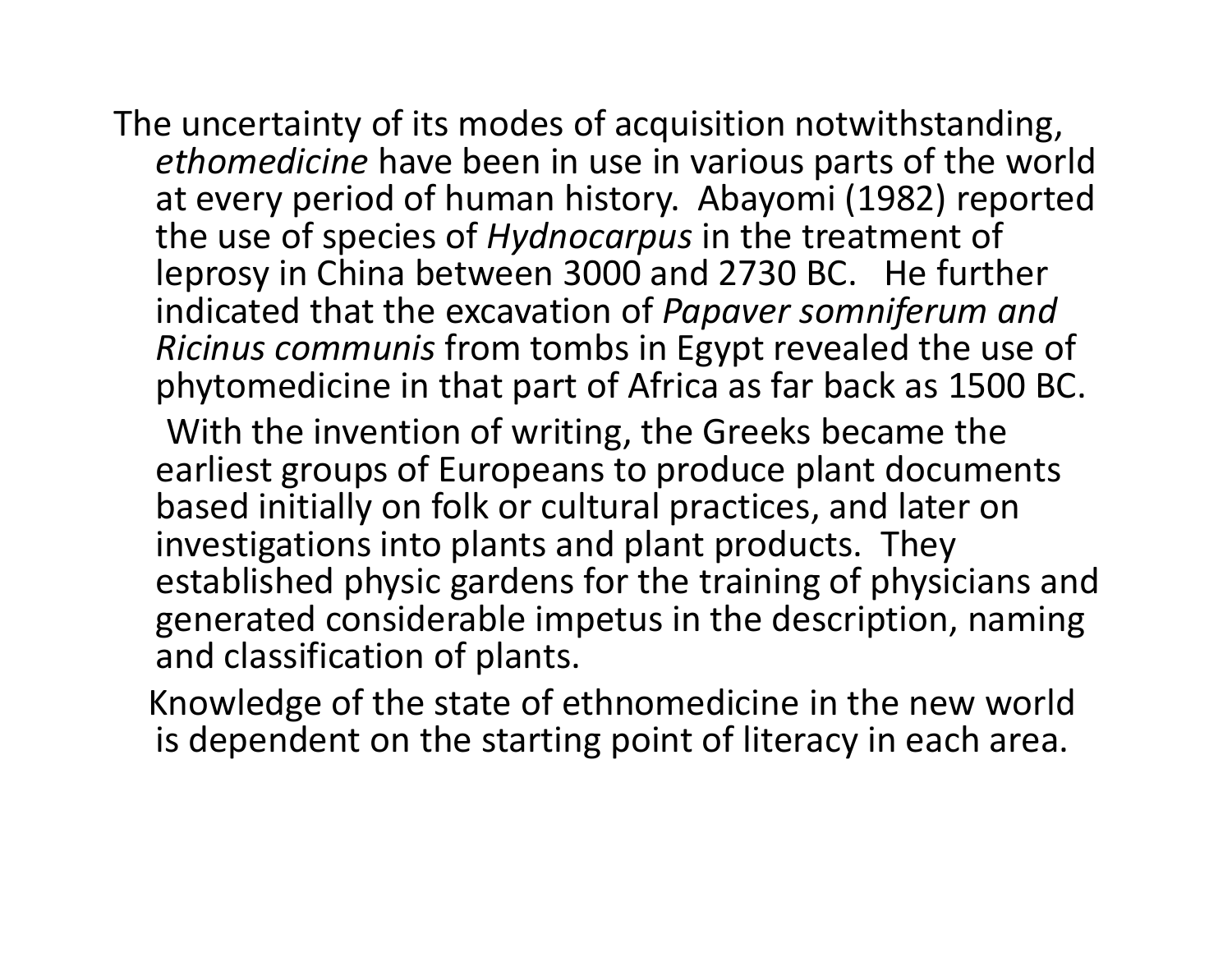The uncertainty of its modes of acquisition notwithstanding, *ethomedicine* have been in use in various parts of the world at every period of human history. Abayomi (1982) reported the use of species of *Hydnocarpus* in the treatment of leprosy in China between 3000 and 2730 BC. He further indicated that the excavation of *Papaver somniferum and Ricinus communis* from tombs in Egypt revealed the use of phytomedicine in that part of Africa as far back as 1500 BC.

With the invention of writing, the Greeks became the earliest groups of Europeans to produce plant documents based initially on folk or cultural practices, and later on investigations into plants and plant products. They established physic gardens for the training of physicians and generated considerable impetus in the description, naming and classification of plants.

Knowledge of the state of ethnomedicine in the new world is dependent on the starting point of literacy in each area.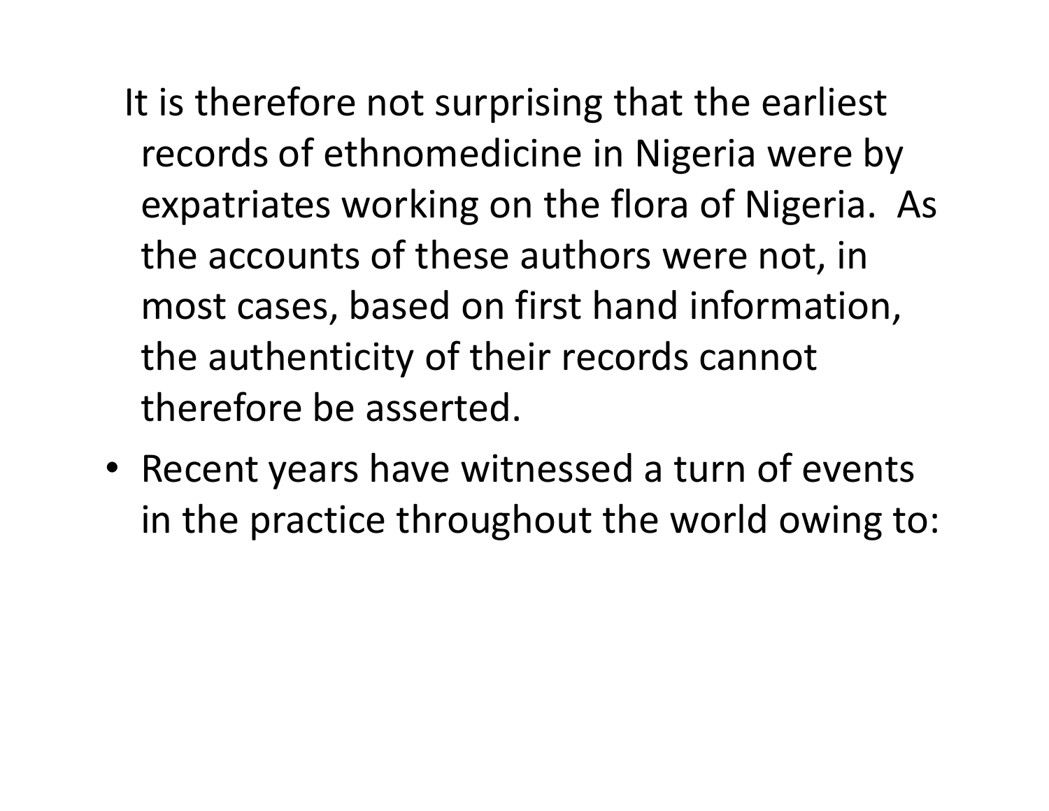It is therefore not surprising that the earliest records of ethnomedicine in Nigeria were by expatriates working on the flora of Nigeria. As the accounts of these authors were not, in most cases, based on first hand information, the authenticity of their records cannot therefore be asserted.

- Recent years have witnessed a turn of events in the practice throughout the world owing to: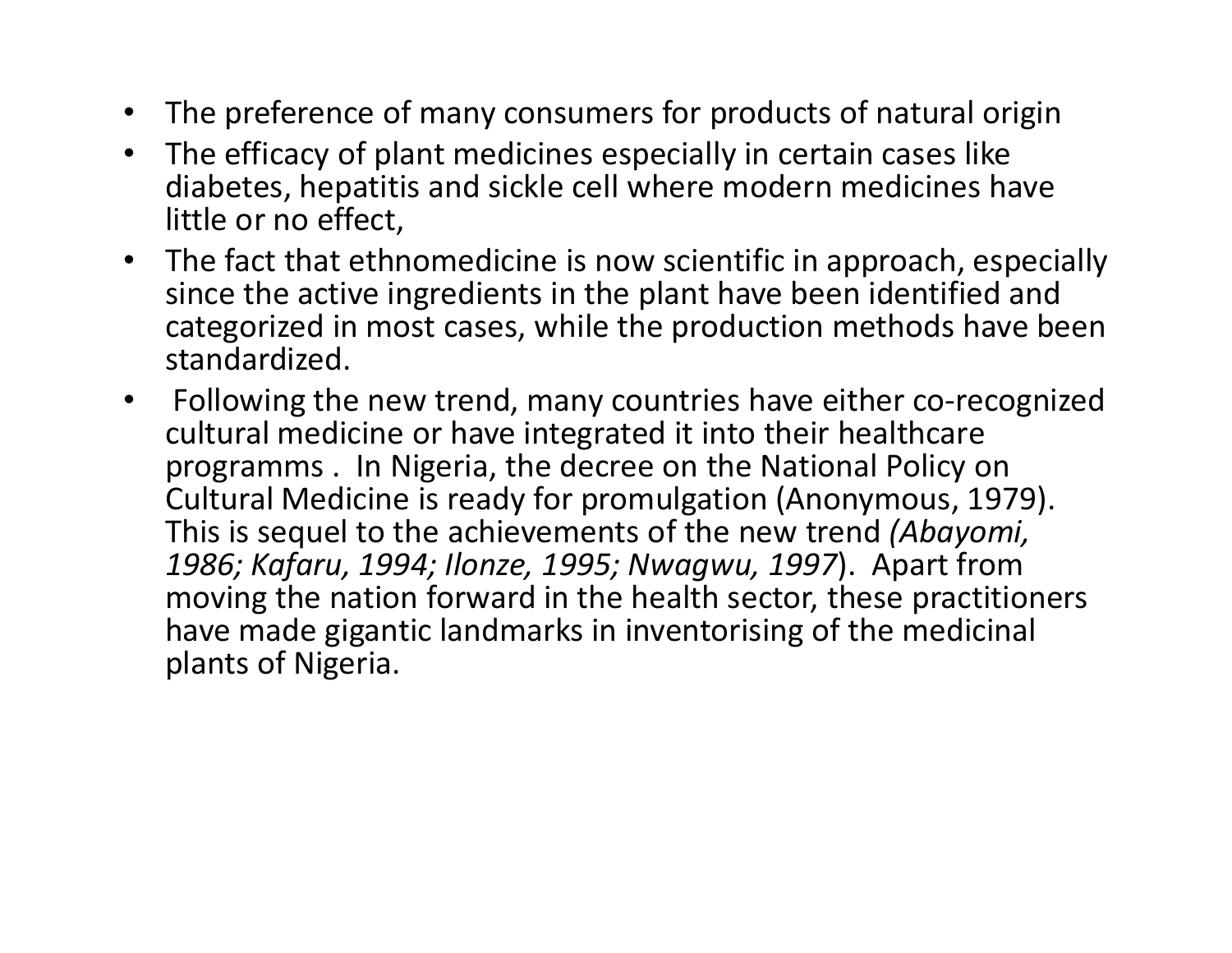- The preference of many consumers for products of natural origin
- The efficacy of plant medicines especially in certain cases like diabetes, hepatitis and sickle cell where modern medicines have little or no effect,
- The fact that ethnomedicine is now scientific in approach, especially since the active ingredients in the plant have been identified and categorized in most cases, while the production methods have been standardized.
- Following the new trend, many countries have either co-recognized cultural medicine or have integrated it into their healthcare programms . In Nigeria, the decree on the National Policy on Cultural Medicine is ready for promulgation (Anonymous, 1979). This is sequel to the achievements of the new trend *(Abayomi, 1986; Kafaru, 1994; Ilonze, 1995; Nwagwu, 1997*). Apart from moving the nation forward in the health sector, these practitioners have made gigantic landmarks in inventorising of the medicinal plants of Nigeria.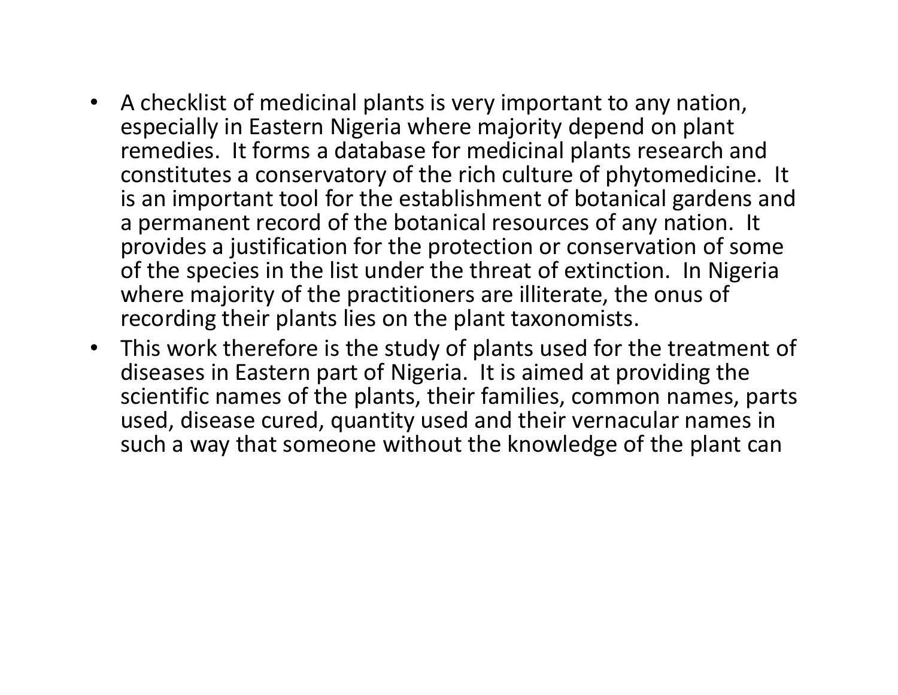- A checklist of medicinal plants is very important to any nation, especially in Eastern Nigeria where majority depend on plant remedies. It forms a database for medicinal plants research and constitutes a conservatory of the rich culture of phytomedicine. It is an important tool for the establishment of botanical gardens and a permanent record of the botanical resources of any nation. It provides a justification for the protection or conservation of some of the species in the list under the threat of extinction. In Nigeria where majority of the practitioners are illiterate, the onus of recording their plants lies on the plant taxonomists.
- This work therefore is the study of plants used for the treatment of diseases in Eastern part of Nigeria. It is aimed at providing the scientific names of the plants, their families, common names, parts used, disease cured, quantity used and their vernacular names in such a way that someone without the knowledge of the plant can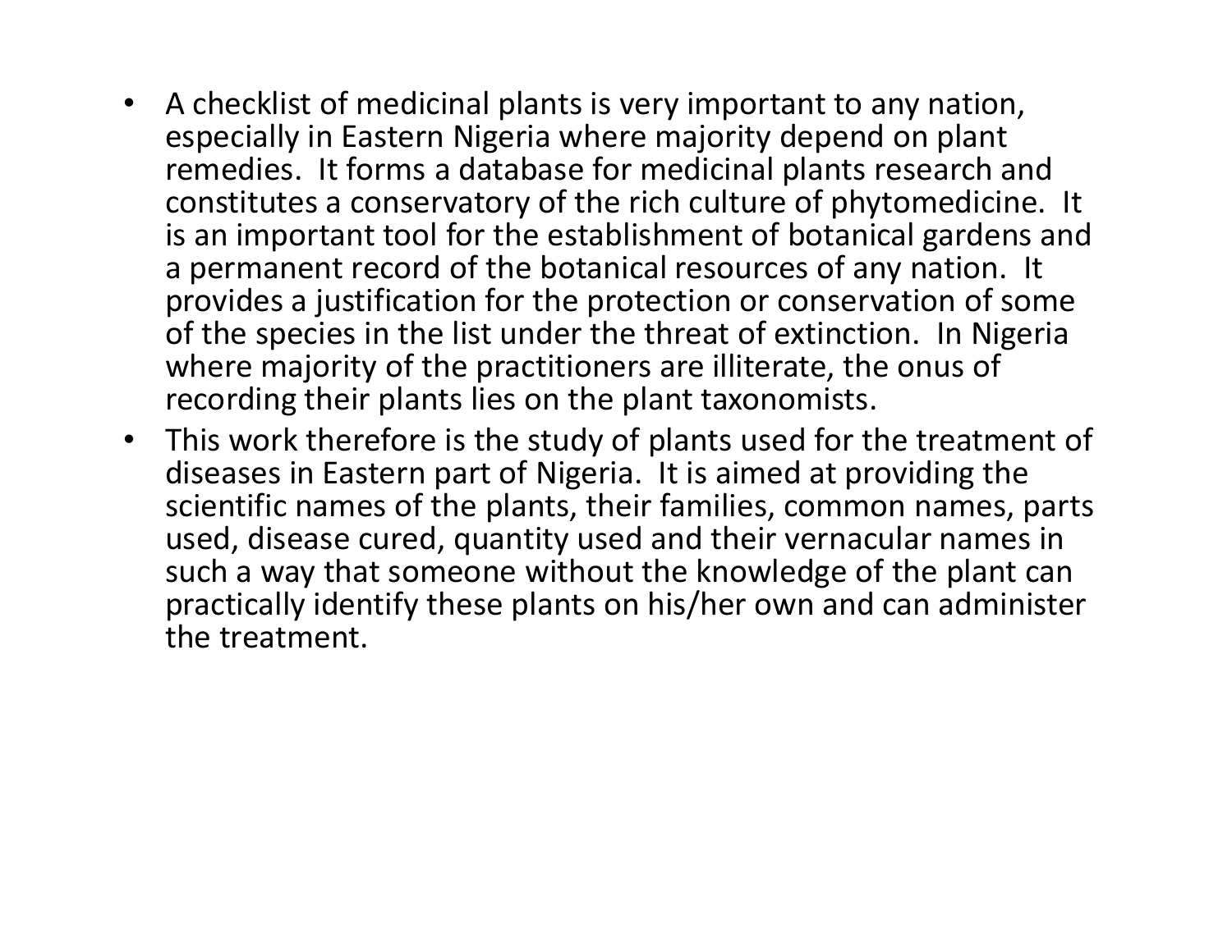- A checklist of medicinal plants is very important to any nation, especially in Eastern Nigeria where majority depend on plant remedies. It forms a database for medicinal plants research and constitutes a conservatory of the rich culture of phytomedicine. It is an important tool for the establishment of botanical gardens and a permanent record of the botanical resources of any nation. It provides a justification for the protection or conservation of some of the species in the list under the threat of extinction. In Nigeria where majority of the practitioners are illiterate, the onus of recording their plants lies on the plant taxonomists.
- This work therefore is the study of plants used for the treatment of diseases in Eastern part of Nigeria. It is aimed at providing the scientific names of the plants, their families, common names, parts used, disease cured, quantity used and their vernacular names in such a way that someone without the knowledge of the plant can practically identify these plants on his/her own and can administer the treatment.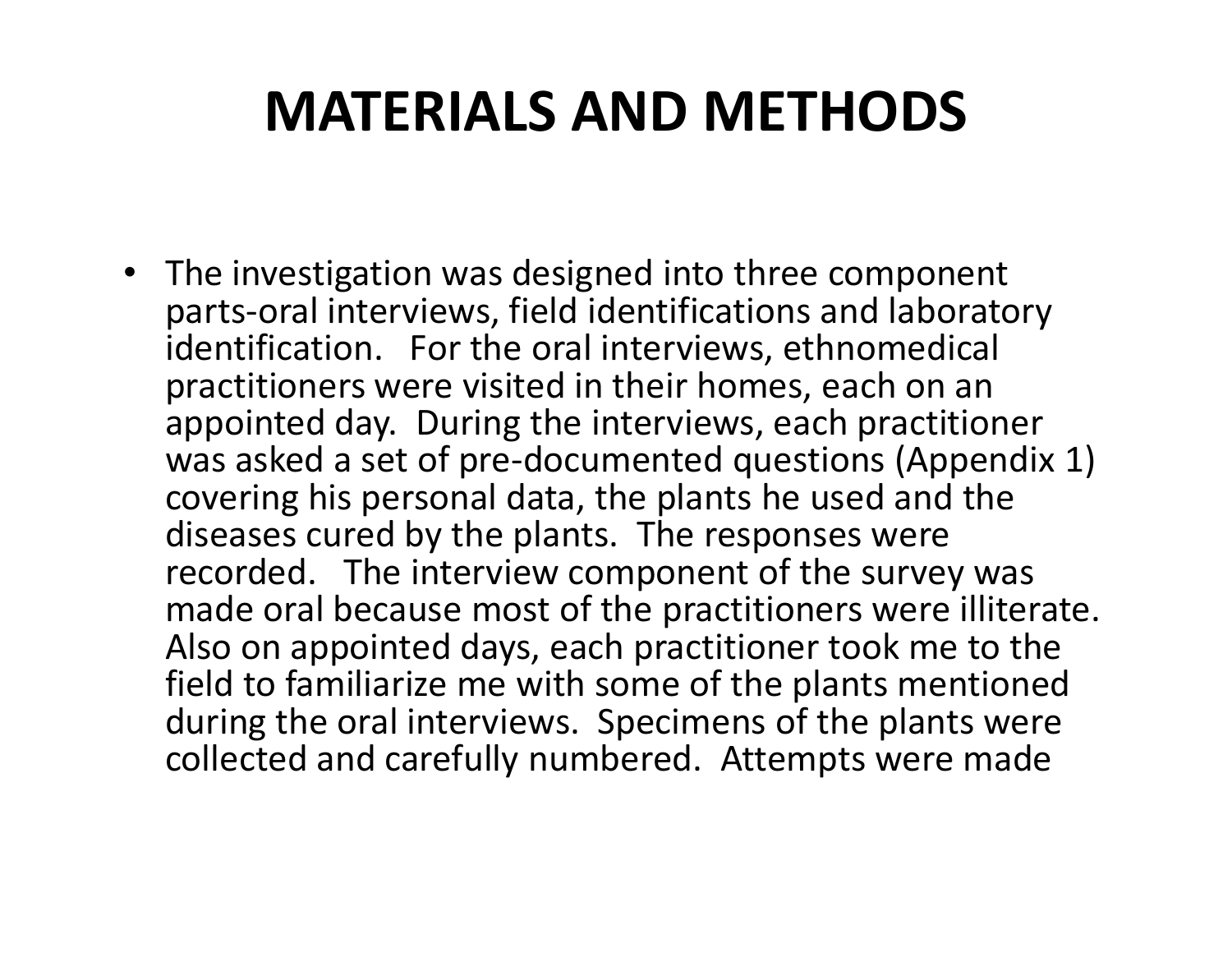# MATERIALS AND METHODS

- The investigation was designed into three component parts-oral interviews, field identifications and laboratory identification. For the oral interviews, ethnomedical practitioners were visited in their homes, each on an appointed day. During the interviews, each practitioner was asked a set of pre-documented questions (Appendix 1) covering his personal data, the plants he used and the diseases cured by the plants. The responses were recorded. The interview component of the survey was made oral because most of the practitioners were illiterate. Also on appointed days, each practitioner took me to the field to familiarize me with some of the plants mentioned during the oral interviews. Specimens of the plants were collected and carefully numbered. Attempts were made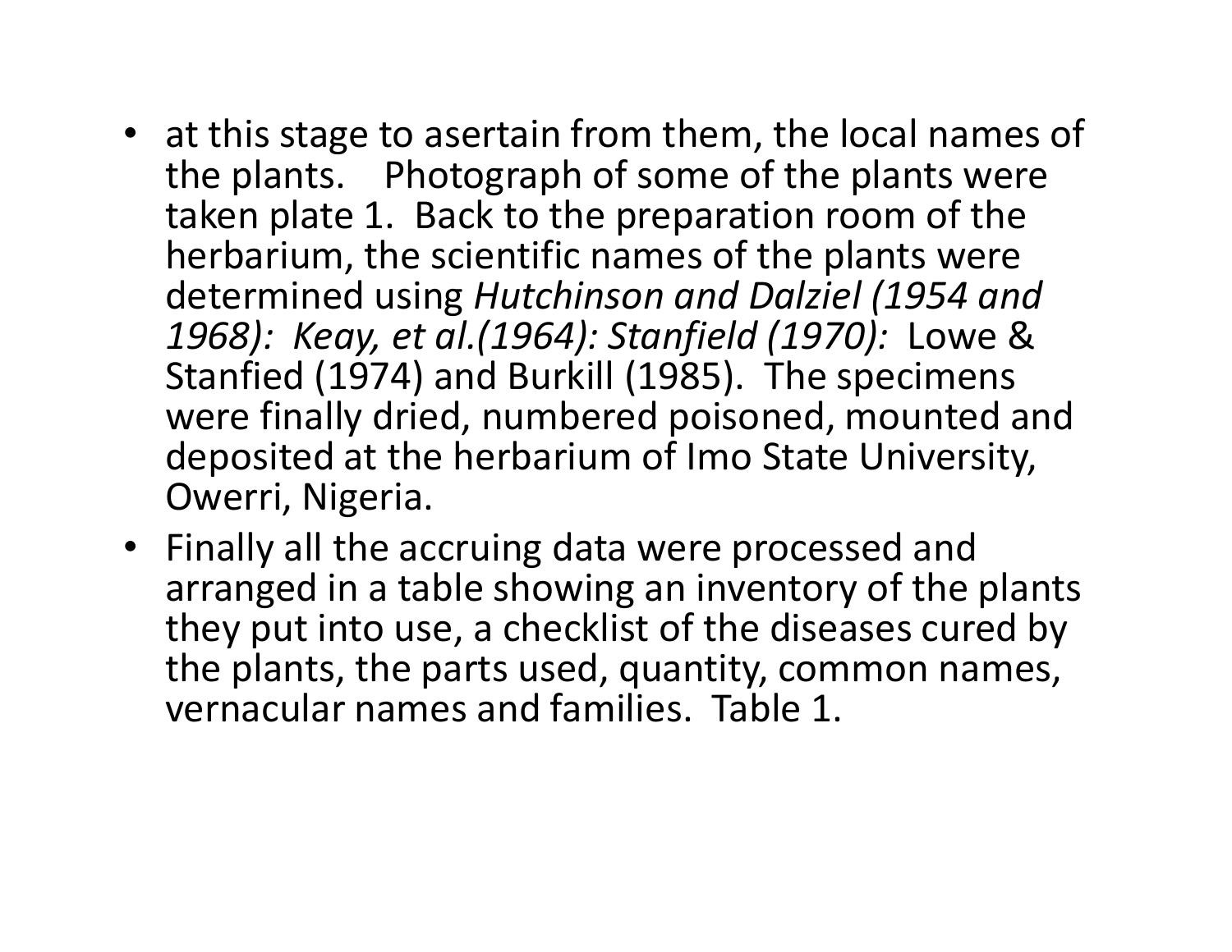- at this stage to asertain from them, the local names of the plants. Photograph of some of the plants were taken plate 1. Back to the preparation room of the herbarium, the scientific names of the plants were determined using *Hutchinson and Dalziel (1954 and 1968): Keay, et al.(1964): Stanfield (1970):* Lowe & Stanfied (1974) and Burkill (1985). The specimens were finally dried, numbered poisoned, mounted and deposited at the herbarium of Imo State University, Owerri, Nigeria.
- Finally all the accruing data were processed and arranged in a table showing an inventory of the plants they put into use, a checklist of the diseases cured by the plants, the parts used, quantity, common names, vernacular names and families. Table 1.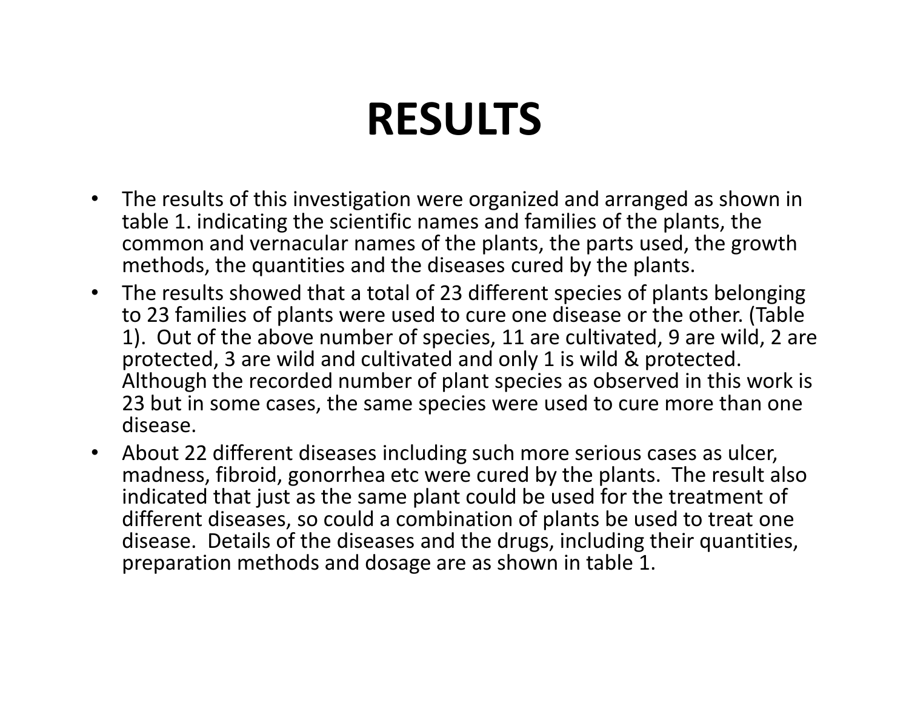# RESULTS

- The results of this investigation were organized and arranged as shown in table 1. indicating the scientific names and families of the plants, the common and vernacular names of the plants, the parts used, the growth methods, the quantities and the diseases cured by the plants.
- The results showed that a total of 23 different species of plants belonging to 23 families of plants were used to cure one disease or the other. (Table 1). Out of the above number of species, 11 are cultivated, 9 are wild, 2 are protected, 3 are wild and cultivated and only 1 is wild & protected. Although the recorded number of plant species as observed in this work is 23 but in some cases, the same species were used to cure more than one disease.
- About 22 different diseases including such more serious cases as ulcer, madness, fibroid, gonorrhea etc were cured by the plants. The result also indicated that just as the same plant could be used for the treatment of different diseases, so could a combination of plants be used to treat one disease. Details of the diseases and the drugs, including their quantities, preparation methods and dosage are as shown in table 1.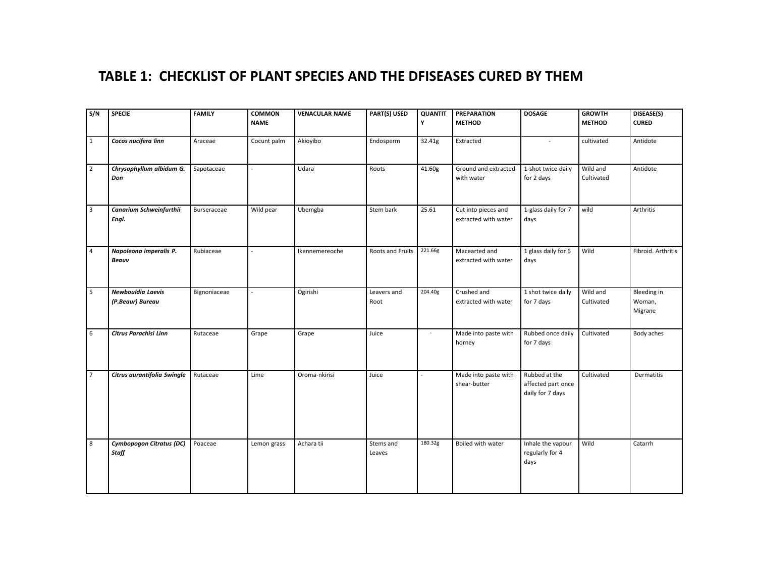## TABLE 1: CHECKLIST OF PLANT SPECIES AND THE DFISEASES CURED BY THEM

| S/N | SPECIE | FAMILY | COMMON NAME | VENACULAR NAME | PART(S) USED | QUANTITY | PREPARATION METHOD | DOSAGE | GROWTH METHOD | DISEASE(S) CURED |
|---|---|---|---|---|---|---|---|---|---|---|
| 1 | ***Cocos nucifera linn*** | Araceae | Cocunt palm | Akioyibo | Endosperm | 32.41g | Extracted | - | cultivated | Antidote |
| 2 | ***Chrysophyllum albidum G. Don*** | Sapotaceae | - | Udara | Roots | 41.60g | Ground and extracted with water | 1-shot twice daily for 2 days | Wild and Cultivated | Antidote |
| 3 | ***Canarium Schweinfurthii Engl.*** | Burseraceae | Wild pear | Ubemgba | Stem bark | 25.61 | Cut into pieces and extracted with water | 1-glass daily for 7 days | wild | Arthritis |
| 4 | ***Napoleona imperalis P. Beauv*** | Rubiaceae | - | Ikennemereoche | Roots and Fruits | 221.66g | Macearted and extracted with water | 1 glass daily for 6 days | Wild | Fibroid. Arthritis |
| 5 | ***Newbouldia Laevis (P.Beaur) Bureau*** | Bignoniaceae | - | Ogirishi | Leavers and Root | 204.40g | Crushed and extracted with water | 1 shot twice daily for 7 days | Wild and Cultivated | Bleeding in Woman, Migrane |
| 6 | ***Citrus Parachisi Linn*** | Rutaceae | Grape | Grape | Juice | - | Made into paste with horney | Rubbed once daily for 7 days | Cultivated | Body aches |
| 7 | ***Citrus aurantifolia Swingle*** | Rutaceae | Lime | Oroma-nkirisi | Juice | - | Made into paste with shear-butter | Rubbed at the affected part once daily for 7 days | Cultivated | Dermatitis |
| 8 | ***Cymbopogon Citratus (DC) Staff*** | Poaceae | Lemon grass | Achara tii | Stems and Leaves | 180.32g | Boiled with water | Inhale the vapour regularly for 4 days | Wild | Catarrh |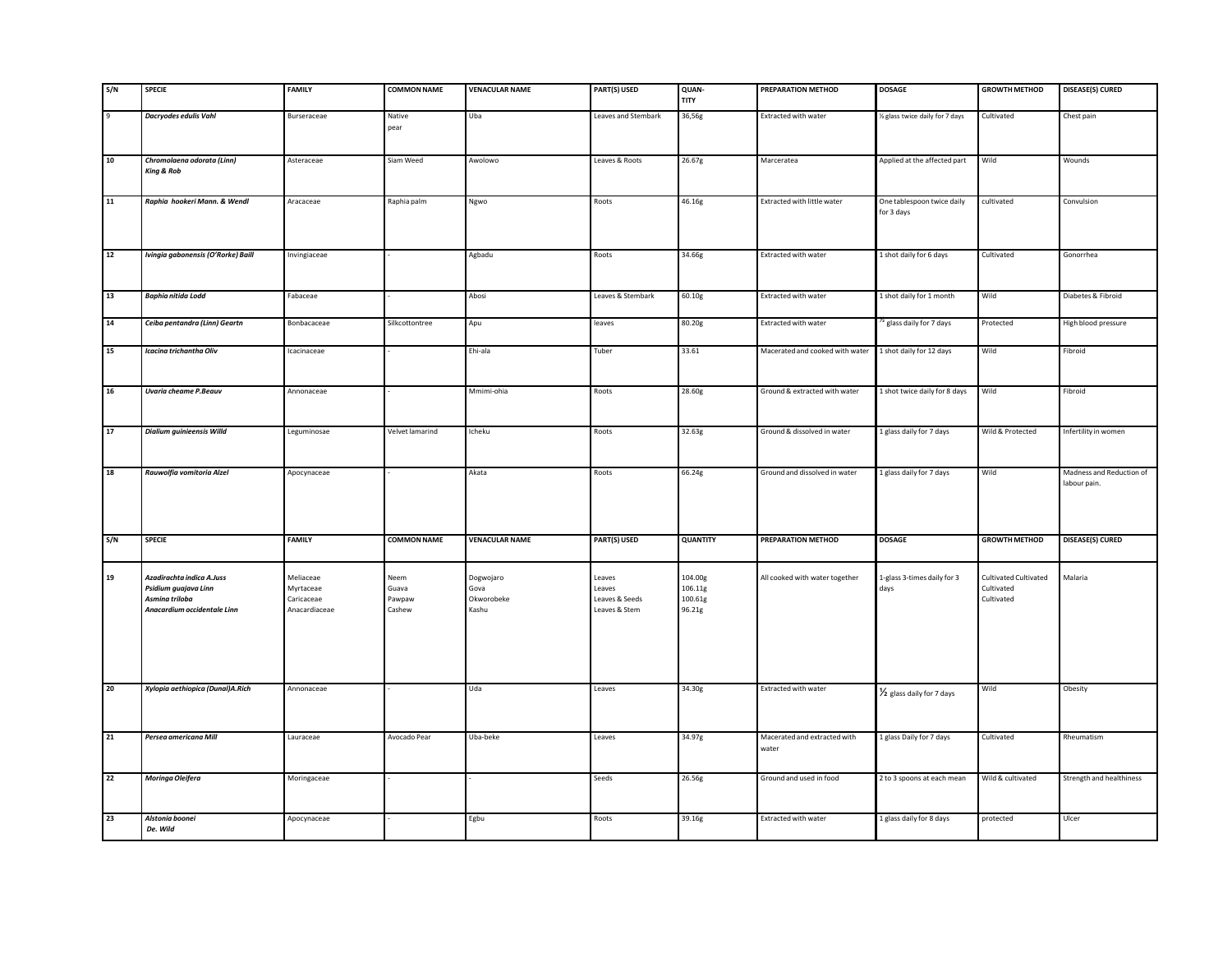| S/N | SPECIE | FAMILY | COMMON NAME | VENACULAR NAME | PART(S) USED | QUAN-TITY | PREPARATION METHOD | DOSAGE | GROWTH METHOD | DISEASE(S) CURED |
|---|---|---|---|---|---|---|---|---|---|---|
| 9 | ***Dacryodes edulis Vahl*** | Burseraceae | Native pear | Uba | Leaves and Stembark | 36,56g | Extracted with water | ½ glass twice daily for 7 days | Cultivated | Chest pain |
| 10 | ***Chromolaena odorata (Linn) King & Rob*** | Asteraceae | Siam Weed | Awolowo | Leaves & Roots | 26.67g | Marceratea | Applied at the affected part | Wild | Wounds |
| 11 | ***Raphia hookeri Mann. & Wendl*** | Aracaceae | Raphia palm | Ngwo | Roots | 46.16g | Extracted with little water | One tablespoon twice daily for 3 days | cultivated | Convulsion |
| 12 | ***Ivingia gabonensis (O'Rorke) Baill*** | Invingiaceae | - | Agbadu | Roots | 34.66g | Extracted with water | 1 shot daily for 6 days | Cultivated | Gonorrhea |
| 13 | ***Baphia nitida Lodd*** | Fabaceae | - | Abosi | Leaves & Stembark | 60.10g | Extracted with water | 1 shot daily for 1 month | Wild | Diabetes & Fibroid |
| 14 | ***Ceiba pentandra (Linn) Geartn*** | Bonbacaceae | Silkcottontree | Apu | leaves | 80.20g | Extracted with water | ½ glass daily for 7 days | Protected | High blood pressure |
| 15 | ***Icacina trichantha Oliv*** | Icacinaceae | - | Ehi-ala | Tuber | 33.61 | Macerated and cooked with water | 1 shot daily for 12 days | Wild | Fibroid |
| 16 | ***Uvaria cheame P.Beauv*** | Annonaceae | - | Mmimi-ohia | Roots | 28.60g | Ground & extracted with water | 1 shot twice daily for 8 days | Wild | Fibroid |
| 17 | ***Dialium guinieensis Willd*** | Leguminosae | Velvet lamarind | Icheku | Roots | 32.63g | Ground & dissolved in water | 1 glass daily for 7 days | Wild & Protected | Infertility in women |
| 18 | ***Rauwolfia vomitoria Alzel*** | Apocynaceae | - | Akata | Roots | 66.24g | Ground and dissolved in water | 1 glass daily for 7 days | Wild | Madness and Reduction of labour pain. |
| **S/N** | **SPECIE** | **FAMILY** | **COMMON NAME** | **VENACULAR NAME** | **PART(S) USED** | **QUANTITY** | **PREPARATION METHOD** | **DOSAGE** | **GROWTH METHOD** | **DISEASE(S) CURED** |
| 19 | ***Azadirachta indica A.Juss*** <br> ***Psidium guajava Linn*** <br> ***Asmina triloba*** <br> ***Anacardium occidentale Linn*** | Meliaceae <br> Myrtaceae <br> Caricaceae <br> Anacardiaceae | Neem <br> Guava <br> Pawpaw <br> Cashew | Dogwojaro <br> Gova <br> Okworobeke <br> Kashu | Leaves <br> Leaves <br> Leaves & Seeds <br> Leaves & Stem | 104.00g <br> 106.11g <br> 100.61g <br> 96.21g | All cooked with water together | 1-glass 3-times daily for 3 days | Cultivated Cultivated <br> Cultivated <br> Cultivated | Malaria |
| 20 | ***Xylopia aethiopica (Dunal)A.Rich*** | Annonaceae | - | Uda | Leaves | 34.30g | Extracted with water | ½ glass daily for 7 days | Wild | Obesity |
| 21 | ***Persea americana Mill*** | Lauraceae | Avocado Pear | Uba-beke | Leaves | 34.97g | Macerated and extracted with water | 1 glass Daily for 7 days | Cultivated | Rheumatism |
| 22 | ***Moringa Oleifera*** | Moringaceae | - | - | Seeds | 26.56g | Ground and used in food | 2 to 3 spoons at each mean | Wild & cultivated | Strength and healthiness |
| 23 | ***Alstonia boonei De. Wild*** | Apocynaceae | - | Egbu | Roots | 39.16g | Extracted with water | 1 glass daily for 8 days | protected | Ulcer |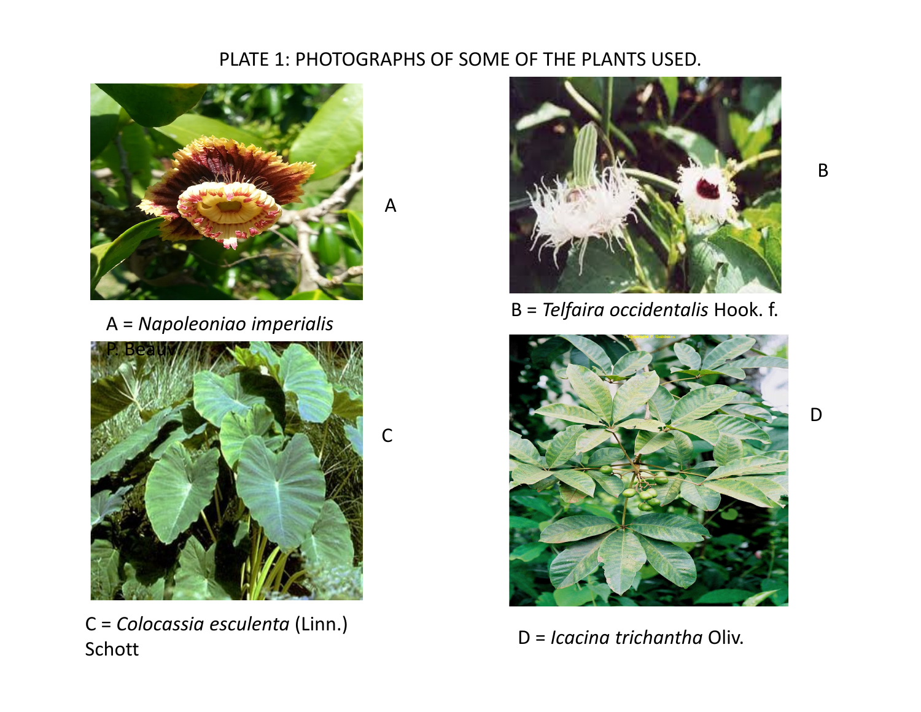PLATE 1: PHOTOGRAPHS OF SOME OF THE PLANTS USED.

A

A = *Napoleoniao imperialis* P. Beauv

B

B = *Telfaira occidentalis* Hook. f.

C

C = *Colocassia esculenta* (Linn.) Schott

D

D = *Icacina trichantha* Oliv.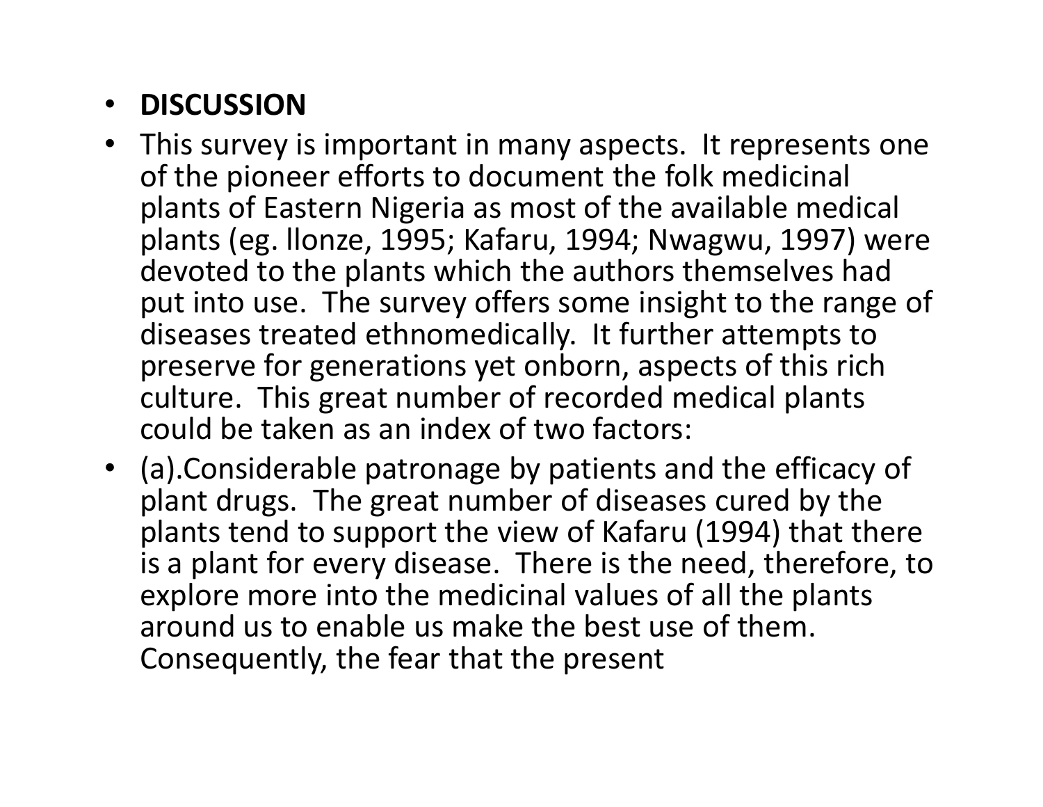- **DISCUSSION**
- This survey is important in many aspects. It represents one of the pioneer efforts to document the folk medicinal plants of Eastern Nigeria as most of the available medical plants (eg. llonze, 1995; Kafaru, 1994; Nwagwu, 1997) were devoted to the plants which the authors themselves had put into use. The survey offers some insight to the range of diseases treated ethnomedically. It further attempts to preserve for generations yet onborn, aspects of this rich culture. This great number of recorded medical plants could be taken as an index of two factors:
- (a).Considerable patronage by patients and the efficacy of plant drugs. The great number of diseases cured by the plants tend to support the view of Kafaru (1994) that there is a plant for every disease. There is the need, therefore, to explore more into the medicinal values of all the plants around us to enable us make the best use of them. Consequently, the fear that the present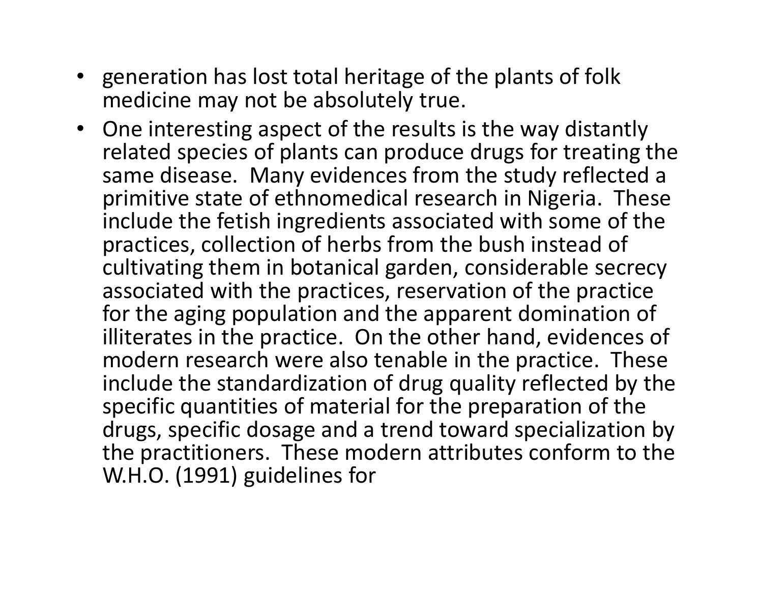- generation has lost total heritage of the plants of folk medicine may not be absolutely true.
- One interesting aspect of the results is the way distantly related species of plants can produce drugs for treating the same disease. Many evidences from the study reflected a primitive state of ethnomedical research in Nigeria. These include the fetish ingredients associated with some of the practices, collection of herbs from the bush instead of cultivating them in botanical garden, considerable secrecy associated with the practices, reservation of the practice for the aging population and the apparent domination of illiterates in the practice. On the other hand, evidences of modern research were also tenable in the practice. These include the standardization of drug quality reflected by the specific quantities of material for the preparation of the drugs, specific dosage and a trend toward specialization by the practitioners. These modern attributes conform to the W.H.O. (1991) guidelines for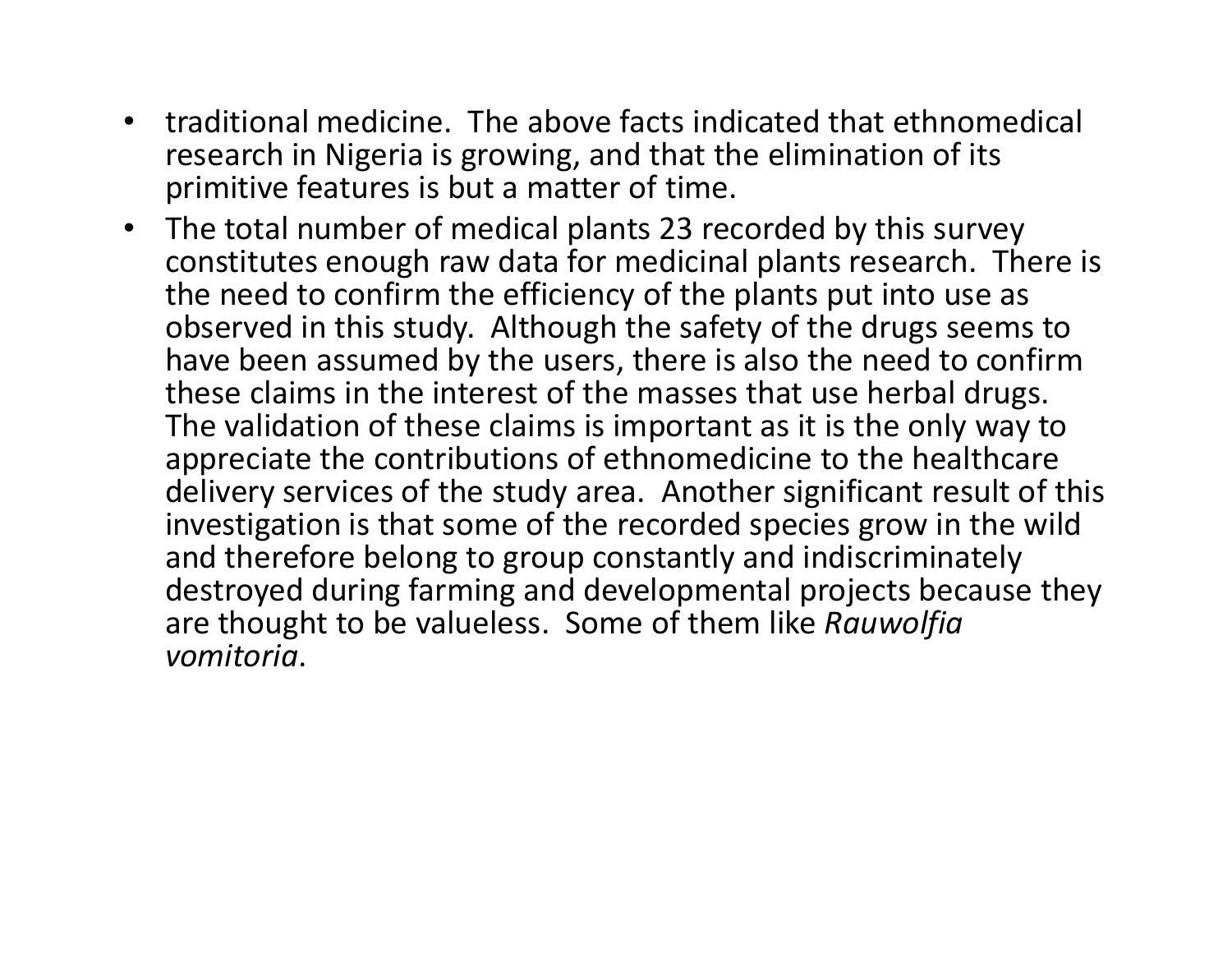- traditional medicine. The above facts indicated that ethnomedical research in Nigeria is growing, and that the elimination of its primitive features is but a matter of time.
- The total number of medical plants 23 recorded by this survey constitutes enough raw data for medicinal plants research. There is the need to confirm the efficiency of the plants put into use as observed in this study. Although the safety of the drugs seems to have been assumed by the users, there is also the need to confirm these claims in the interest of the masses that use herbal drugs. The validation of these claims is important as it is the only way to appreciate the contributions of ethnomedicine to the healthcare delivery services of the study area. Another significant result of this investigation is that some of the recorded species grow in the wild and therefore belong to group constantly and indiscriminately destroyed during farming and developmental projects because they are thought to be valueless. Some of them like *Rauwolfia vomitoria*.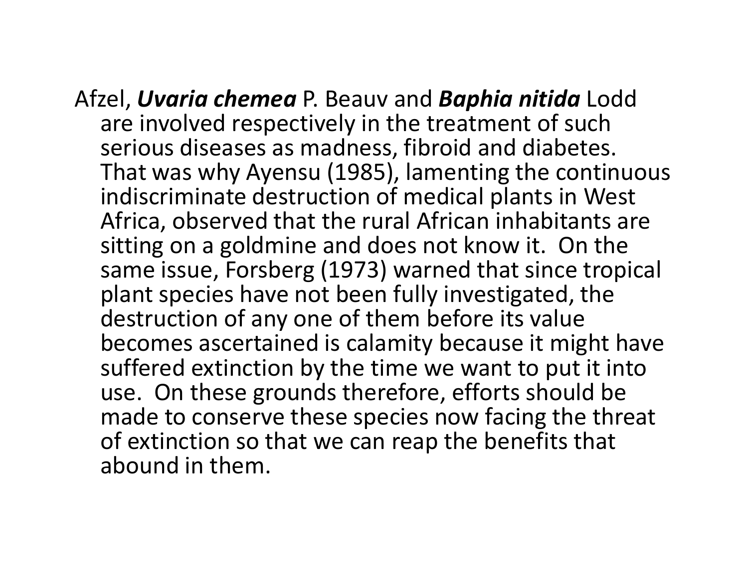Afzel, ***Uvaria chemea*** P. Beauv and ***Baphia nitida*** Lodd are involved respectively in the treatment of such serious diseases as madness, fibroid and diabetes. That was why Ayensu (1985), lamenting the continuous indiscriminate destruction of medical plants in West Africa, observed that the rural African inhabitants are sitting on a goldmine and does not know it. On the same issue, Forsberg (1973) warned that since tropical plant species have not been fully investigated, the destruction of any one of them before its value becomes ascertained is calamity because it might have suffered extinction by the time we want to put it into use. On these grounds therefore, efforts should be made to conserve these species now facing the threat of extinction so that we can reap the benefits that abound in them.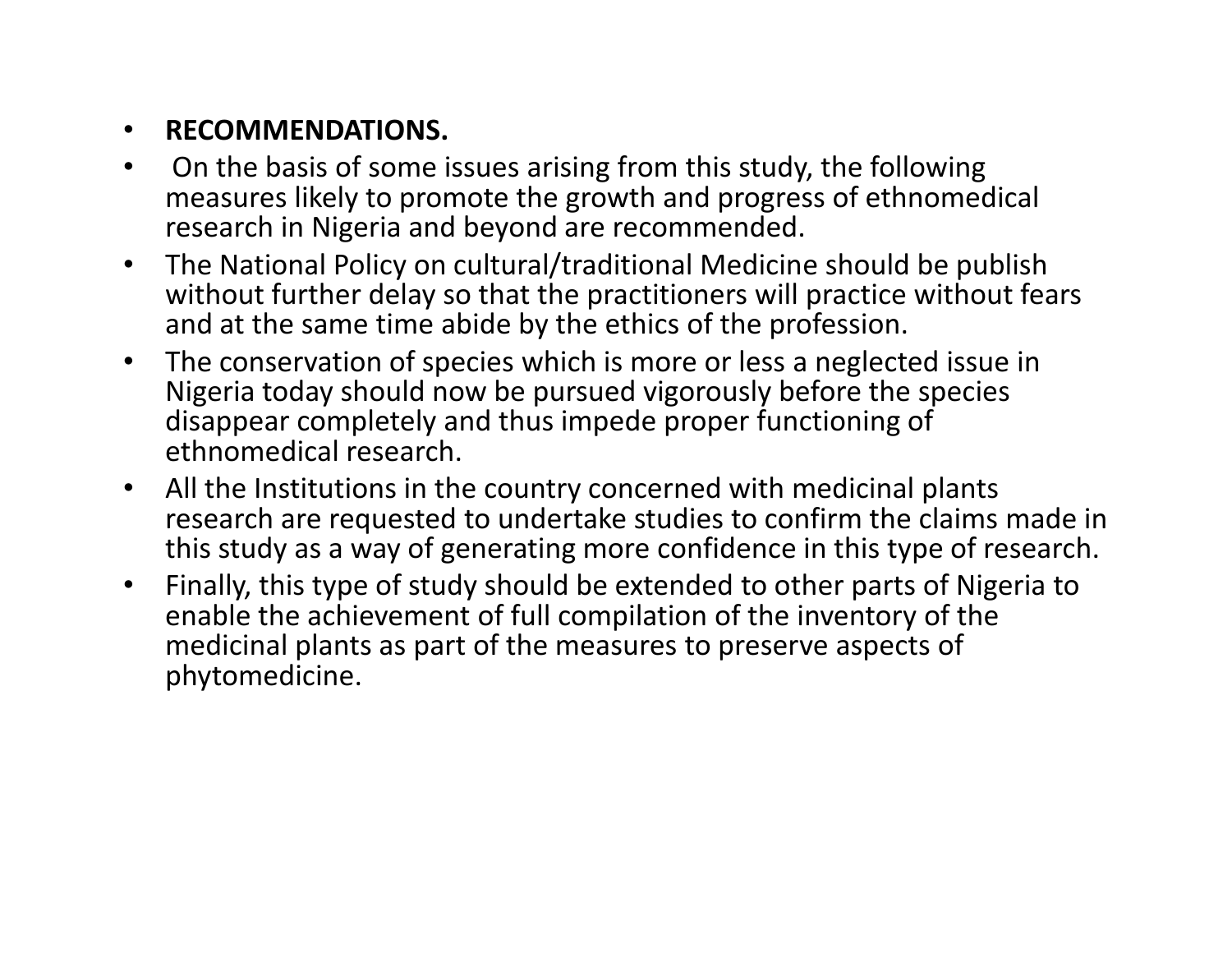- **RECOMMENDATIONS.**
- On the basis of some issues arising from this study, the following measures likely to promote the growth and progress of ethnomedical research in Nigeria and beyond are recommended.
- The National Policy on cultural/traditional Medicine should be publish without further delay so that the practitioners will practice without fears and at the same time abide by the ethics of the profession.
- The conservation of species which is more or less a neglected issue in Nigeria today should now be pursued vigorously before the species disappear completely and thus impede proper functioning of ethnomedical research.
- All the Institutions in the country concerned with medicinal plants research are requested to undertake studies to confirm the claims made in this study as a way of generating more confidence in this type of research.
- Finally, this type of study should be extended to other parts of Nigeria to enable the achievement of full compilation of the inventory of the medicinal plants as part of the measures to preserve aspects of phytomedicine.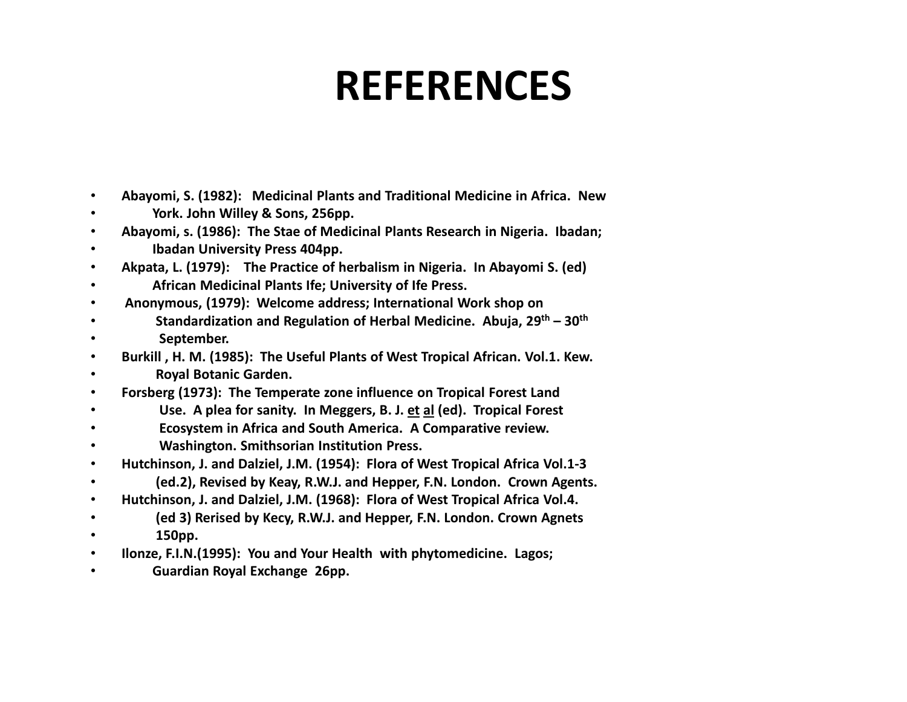# REFERENCES

- Abayomi, S. (1982): Medicinal Plants and Traditional Medicine in Africa. New York. John Willey & Sons, 256pp.
- Abayomi, s. (1986): The Stae of Medicinal Plants Research in Nigeria. Ibadan; Ibadan University Press 404pp.
- Akpata, L. (1979): The Practice of herbalism in Nigeria. In Abayomi S. (ed) African Medicinal Plants Ife; University of Ife Press.
- Anonymous, (1979): Welcome address; International Work shop on Standardization and Regulation of Herbal Medicine. Abuja, 29th – 30th September.
- Burkill , H. M. (1985): The Useful Plants of West Tropical African. Vol.1. Kew. Royal Botanic Garden.
- Forsberg (1973): The Temperate zone influence on Tropical Forest Land Use. A plea for sanity. In Meggers, B. J. et al (ed). Tropical Forest Ecosystem in Africa and South America. A Comparative review. Washington. Smithsorian Institution Press.
- Hutchinson, J. and Dalziel, J.M. (1954): Flora of West Tropical Africa Vol.1-3 (ed.2), Revised by Keay, R.W.J. and Hepper, F.N. London. Crown Agents.
- Hutchinson, J. and Dalziel, J.M. (1968): Flora of West Tropical Africa Vol.4. (ed 3) Rerised by Kecy, R.W.J. and Hepper, F.N. London. Crown Agnets 150pp.
- Ilonze, F.I.N.(1995): You and Your Health with phytomedicine. Lagos; Guardian Royal Exchange 26pp.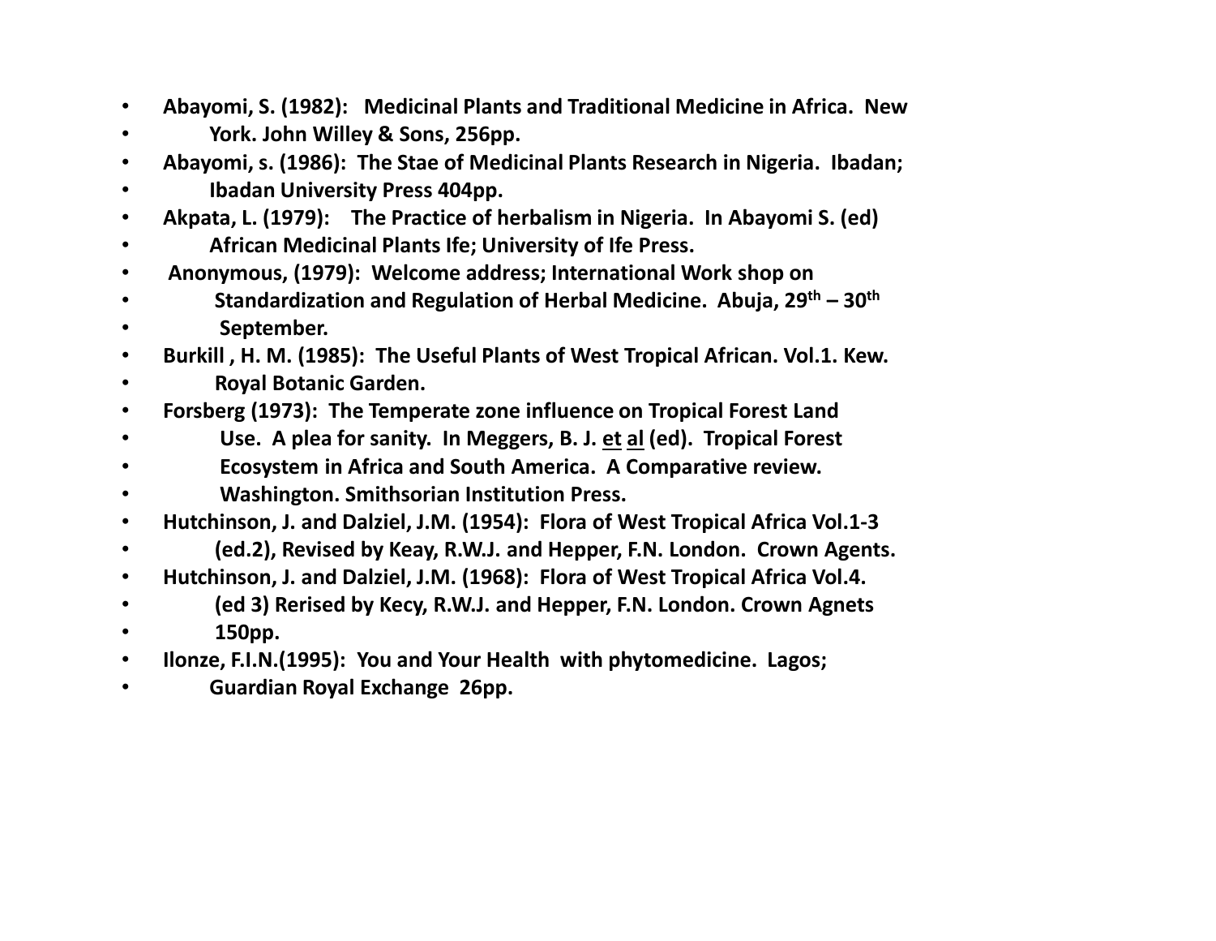- **Abayomi, S. (1982): Medicinal Plants and Traditional Medicine in Africa. New York. John Willey & Sons, 256pp.**
- **Abayomi, s. (1986): The Stae of Medicinal Plants Research in Nigeria. Ibadan; Ibadan University Press 404pp.**
- **Akpata, L. (1979): The Practice of herbalism in Nigeria. In Abayomi S. (ed) African Medicinal Plants Ife; University of Ife Press.**
- **Anonymous, (1979): Welcome address; International Work shop on Standardization and Regulation of Herbal Medicine. Abuja, 29th – 30th September.**
- **Burkill , H. M. (1985): The Useful Plants of West Tropical African. Vol.1. Kew. Royal Botanic Garden.**
- **Forsberg (1973): The Temperate zone influence on Tropical Forest Land Use. A plea for sanity. In Meggers, B. J. <u>et</u> <u>al</u> (ed). Tropical Forest Ecosystem in Africa and South America. A Comparative review. Washington. Smithsorian Institution Press.**
- **Hutchinson, J. and Dalziel, J.M. (1954): Flora of West Tropical Africa Vol.1-3 (ed.2), Revised by Keay, R.W.J. and Hepper, F.N. London. Crown Agents.**
- **Hutchinson, J. and Dalziel, J.M. (1968): Flora of West Tropical Africa Vol.4. (ed 3) Rerised by Kecy, R.W.J. and Hepper, F.N. London. Crown Agnets 150pp.**
- **Ilonze, F.I.N.(1995): You and Your Health with phytomedicine. Lagos; Guardian Royal Exchange 26pp.**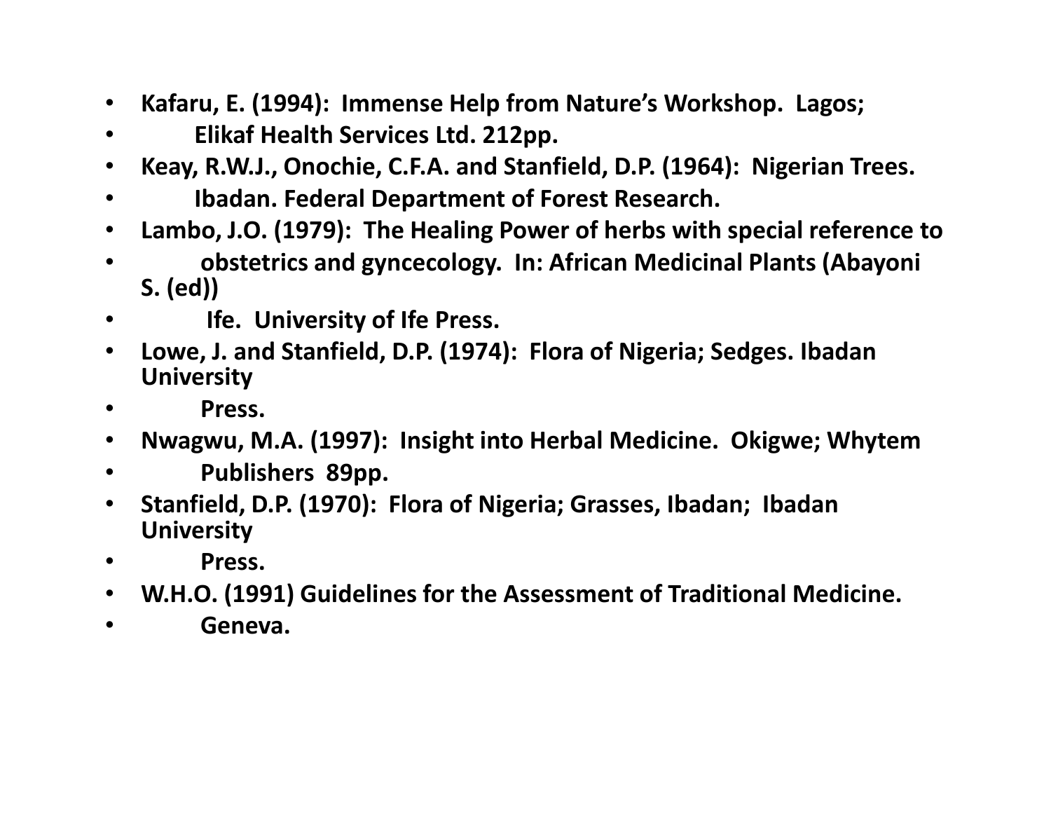- **Kafaru, E. (1994): Immense Help from Nature's Workshop. Lagos;**
- **Elikaf Health Services Ltd. 212pp.**
- **Keay, R.W.J., Onochie, C.F.A. and Stanfield, D.P. (1964): Nigerian Trees.**
- **Ibadan. Federal Department of Forest Research.**
- **Lambo, J.O. (1979): The Healing Power of herbs with special reference to**
- **obstetrics and gyncecology. In: African Medicinal Plants (Abayoni S. (ed))**
- **Ife. University of Ife Press.**
- **Lowe, J. and Stanfield, D.P. (1974): Flora of Nigeria; Sedges. Ibadan University**
- **Press.**
- **Nwagwu, M.A. (1997): Insight into Herbal Medicine. Okigwe; Whytem**
- **Publishers 89pp.**
- **Stanfield, D.P. (1970): Flora of Nigeria; Grasses, Ibadan; Ibadan University**
- **Press.**
- **W.H.O. (1991) Guidelines for the Assessment of Traditional Medicine.**
- **Geneva.**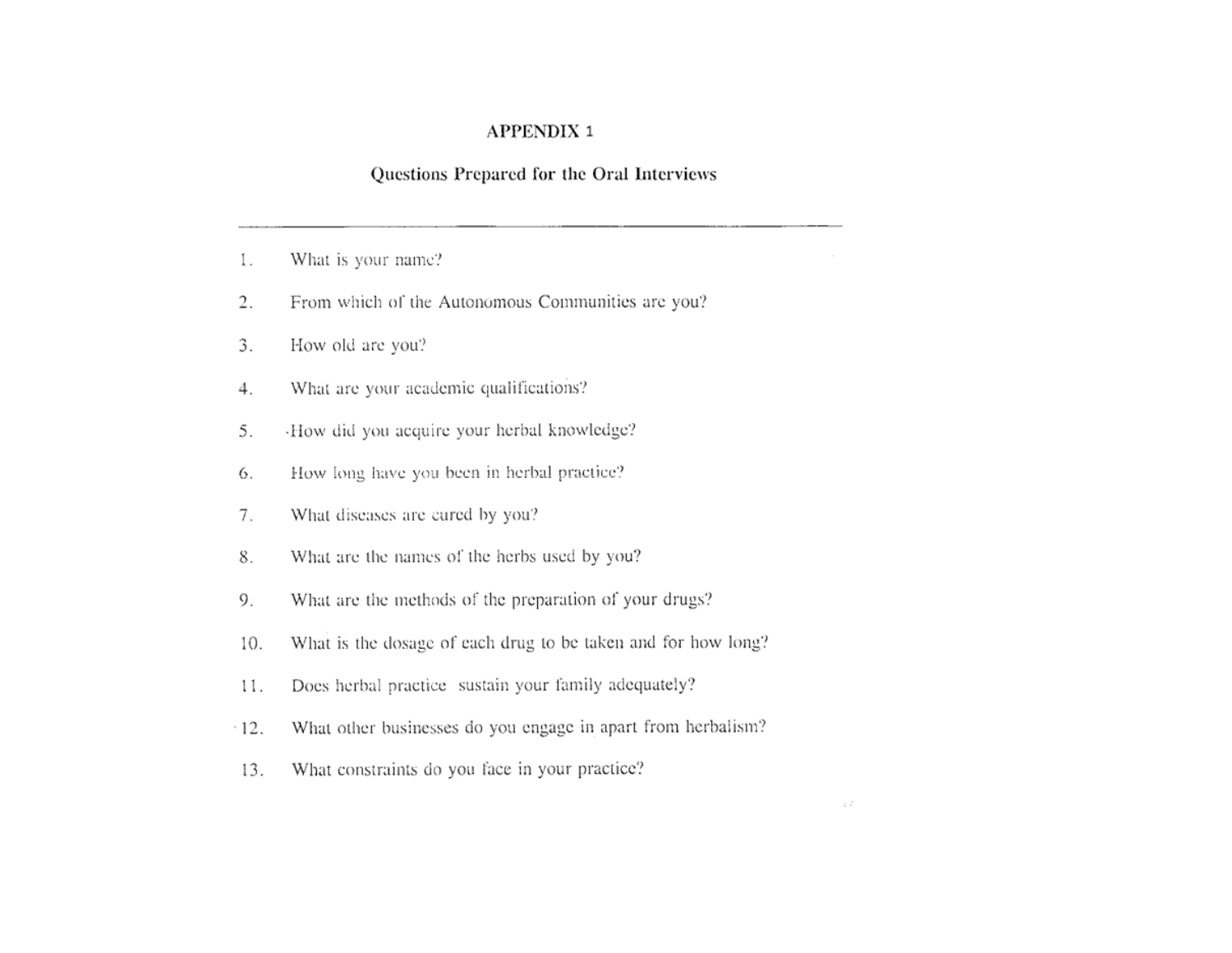# APPENDIX 1

## Questions Prepared for the Oral Interviews

---

1. What is your name?
2. From which of the Autonomous Communities are you?
3. How old are you?
4. What are your academic qualifications?
5. How did you acquire your herbal knowledge?
6. How long have you been in herbal practice?
7. What diseases are cured by you?
8. What are the names of the herbs used by you?
9. What are the methods of the preparation of your drugs?
10. What is the dosage of each drug to be taken and for how long?
11. Does herbal practice sustain your family adequately?
12. What other businesses do you engage in apart from herbalism?
13. What constraints do you face in your practice?